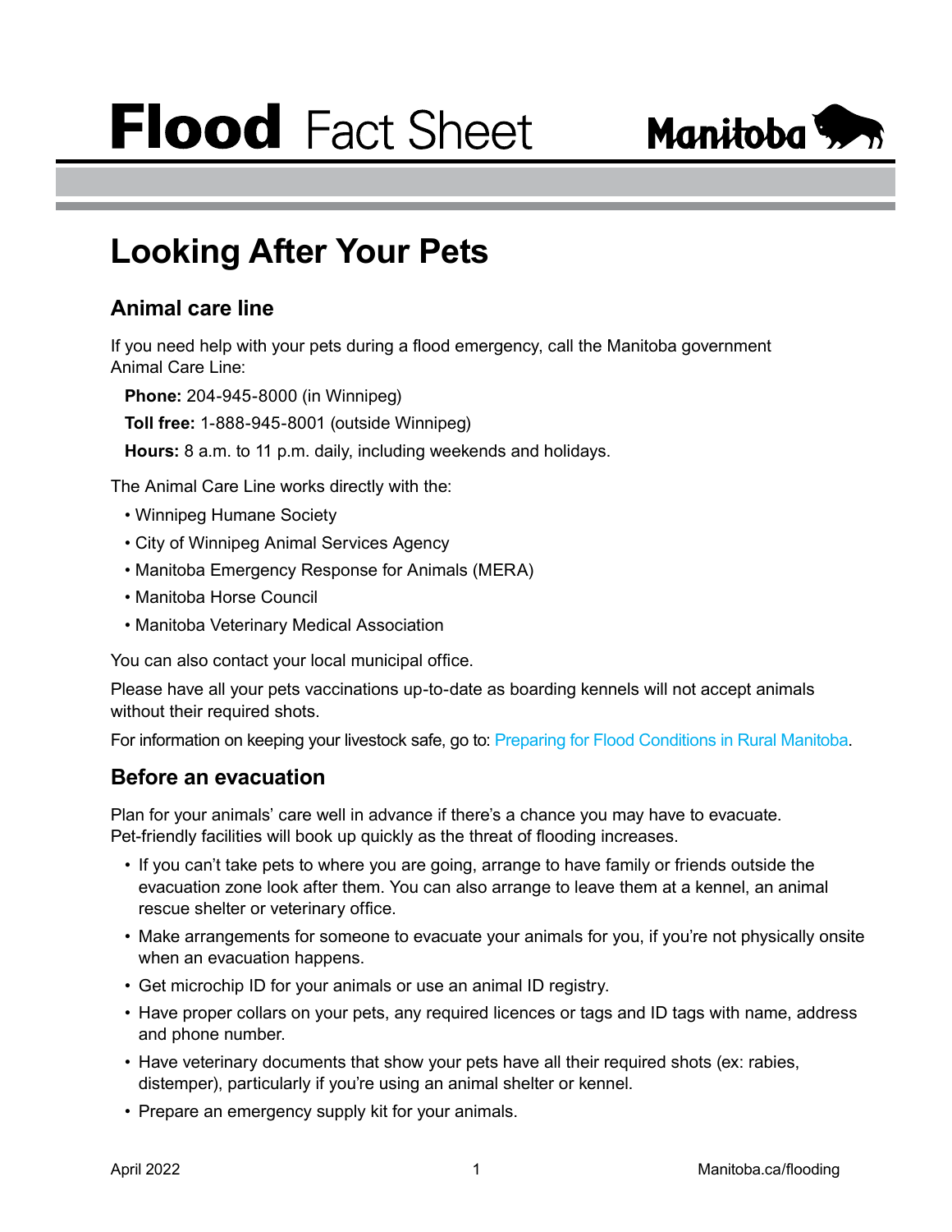# Flood Fact Sheet

Manitoba

## Looking After Your Pets

### Animal care line

If you need help with your pets during a flood emergency, call the Manitoba government Animal Care Line:

**Phone:** 204-945-8000 (in Winnipeg)

**Toll free:** 1-888-945-8001 (outside Winnipeg)

**Hours:** 8 a.m. to 11 p.m. daily, including weekends and holidays.

The Animal Care Line works directly with the:

- Winnipeg Humane Society
- City of Winnipeg Animal Services Agency
- Manitoba Emergency Response for Animals (MERA)
- Manitoba Horse Council
- Manitoba Veterinary Medical Association

You can also contact your local municipal office.

Please have all your pets vaccinations up-to-date as boarding kennels will not accept animals without their required shots.

For information on keeping your livestock safe, go to: Preparing for Flood Conditions in Rural Manitoba.

### Before an evacuation

Plan for your animals' care well in advance if there's a chance you may have to evacuate. Pet-friendly facilities will book up quickly as the threat of flooding increases.

- If you can't take pets to where you are going, arrange to have family or friends outside the evacuation zone look after them. You can also arrange to leave them at a kennel, an animal rescue shelter or veterinary office.
- Make arrangements for someone to evacuate your animals for you, if you're not physically onsite when an evacuation happens.
- Get microchip ID for your animals or use an animal ID registry.
- Have proper collars on your pets, any required licences or tags and ID tags with name, address and phone number.
- Have veterinary documents that show your pets have all their required shots (ex: rabies, distemper), particularly if you're using an animal shelter or kennel.
- Prepare an emergency supply kit for your animals.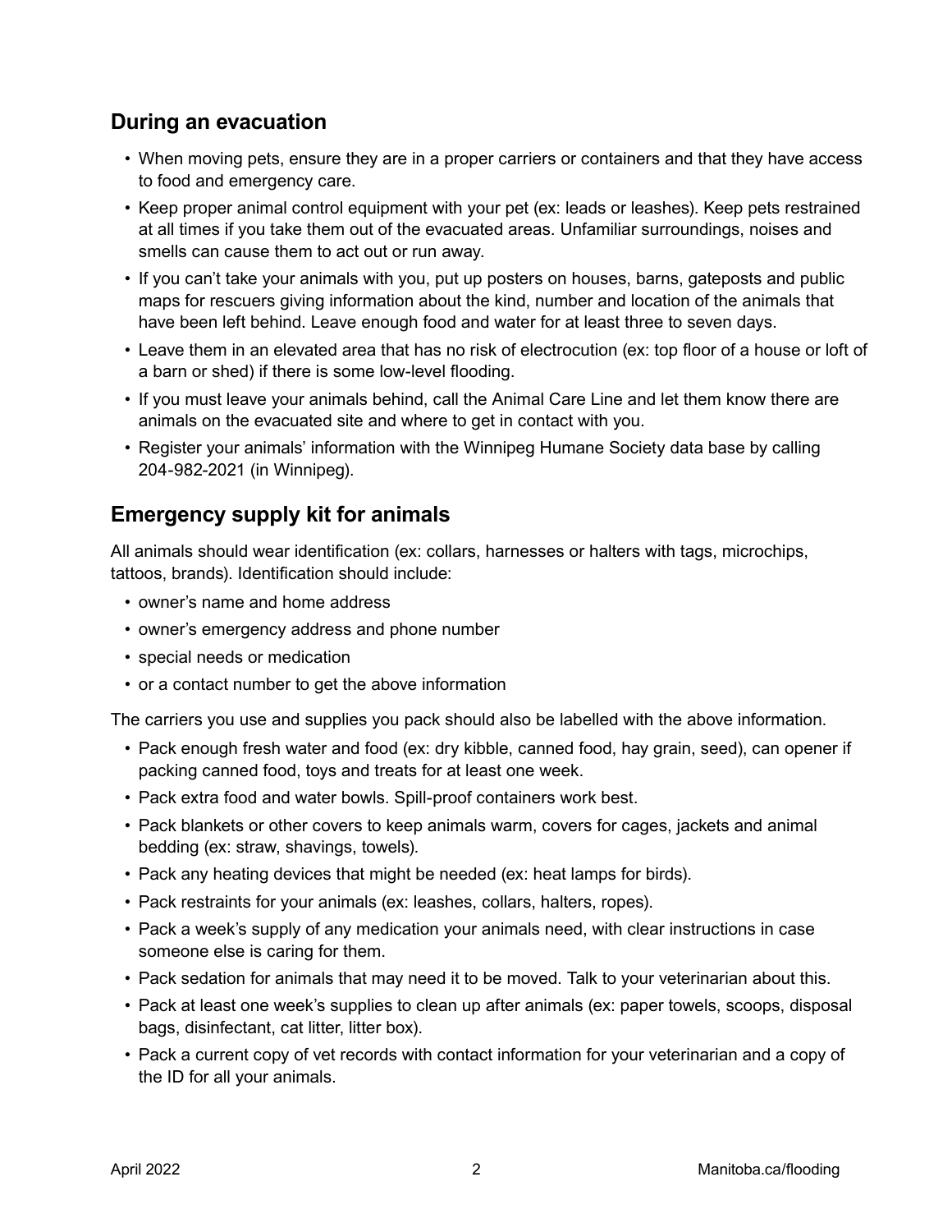## During an evacuation

- When moving pets, ensure they are in a proper carriers or containers and that they have access to food and emergency care.
- Keep proper animal control equipment with your pet (ex: leads or leashes). Keep pets restrained at all times if you take them out of the evacuated areas. Unfamiliar surroundings, noises and smells can cause them to act out or run away.
- If you can't take your animals with you, put up posters on houses, barns, gateposts and public maps for rescuers giving information about the kind, number and location of the animals that have been left behind. Leave enough food and water for at least three to seven days.
- Leave them in an elevated area that has no risk of electrocution (ex: top floor of a house or loft of a barn or shed) if there is some low-level flooding.
- If you must leave your animals behind, call the Animal Care Line and let them know there are animals on the evacuated site and where to get in contact with you.
- Register your animals' information with the Winnipeg Humane Society data base by calling 204-982-2021 (in Winnipeg).

## Emergency supply kit for animals

All animals should wear identification (ex: collars, harnesses or halters with tags, microchips, tattoos, brands). Identification should include:

- owner's name and home address
- owner's emergency address and phone number
- special needs or medication
- or a contact number to get the above information

The carriers you use and supplies you pack should also be labelled with the above information.

- Pack enough fresh water and food (ex: dry kibble, canned food, hay grain, seed), can opener if packing canned food, toys and treats for at least one week.
- Pack extra food and water bowls. Spill-proof containers work best.
- Pack blankets or other covers to keep animals warm, covers for cages, jackets and animal bedding (ex: straw, shavings, towels).
- Pack any heating devices that might be needed (ex: heat lamps for birds).
- Pack restraints for your animals (ex: leashes, collars, halters, ropes).
- Pack a week's supply of any medication your animals need, with clear instructions in case someone else is caring for them.
- Pack sedation for animals that may need it to be moved. Talk to your veterinarian about this.
- Pack at least one week's supplies to clean up after animals (ex: paper towels, scoops, disposal bags, disinfectant, cat litter, litter box).
- Pack a current copy of vet records with contact information for your veterinarian and a copy of the ID for all your animals.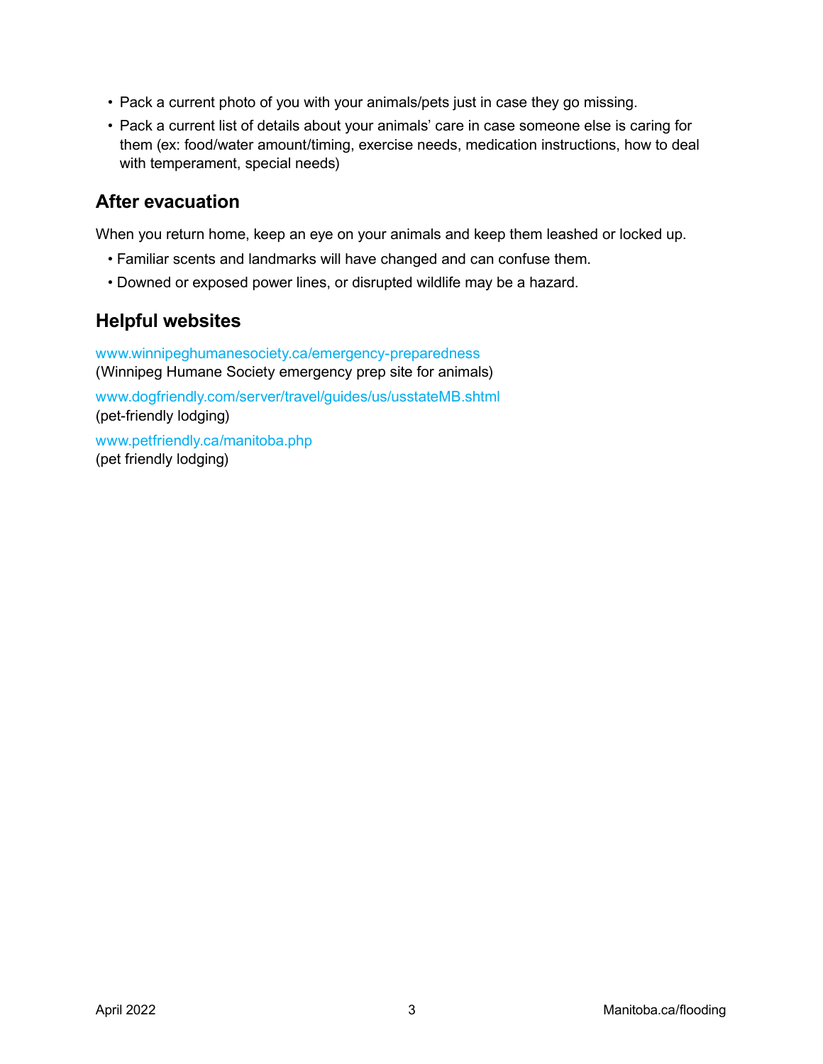- Pack a current photo of you with your animals/pets just in case they go missing.
- Pack a current list of details about your animals' care in case someone else is caring for them (ex: food/water amount/timing, exercise needs, medication instructions, how to deal with temperament, special needs)

## After evacuation

When you return home, keep an eye on your animals and keep them leashed or locked up.

- Familiar scents and landmarks will have changed and can confuse them.
- Downed or exposed power lines, or disrupted wildlife may be a hazard.

## Helpful websites

www.winnipeghumanesociety.ca/emergency-preparedness
(Winnipeg Humane Society emergency prep site for animals)

www.dogfriendly.com/server/travel/guides/us/usstateMB.shtml
(pet-friendly lodging)

www.petfriendly.ca/manitoba.php
(pet friendly lodging)